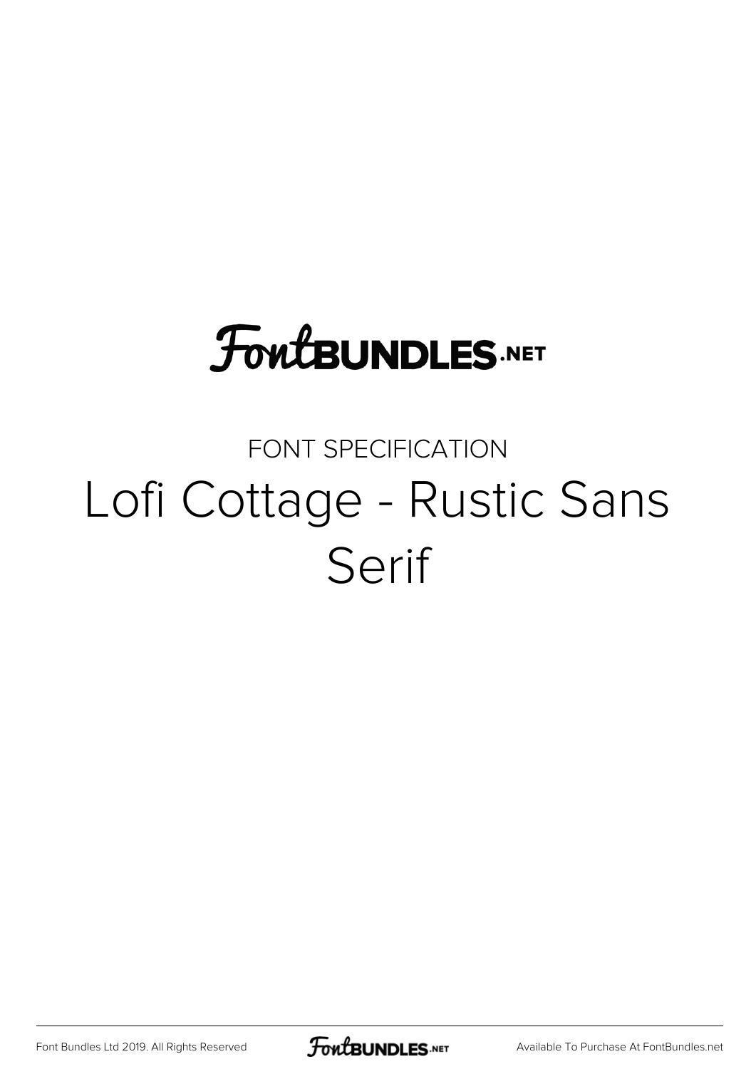# FontBUNDLES.NET

FONT SPECIFICATION

# Lofi Cottage - Rustic Sans Serif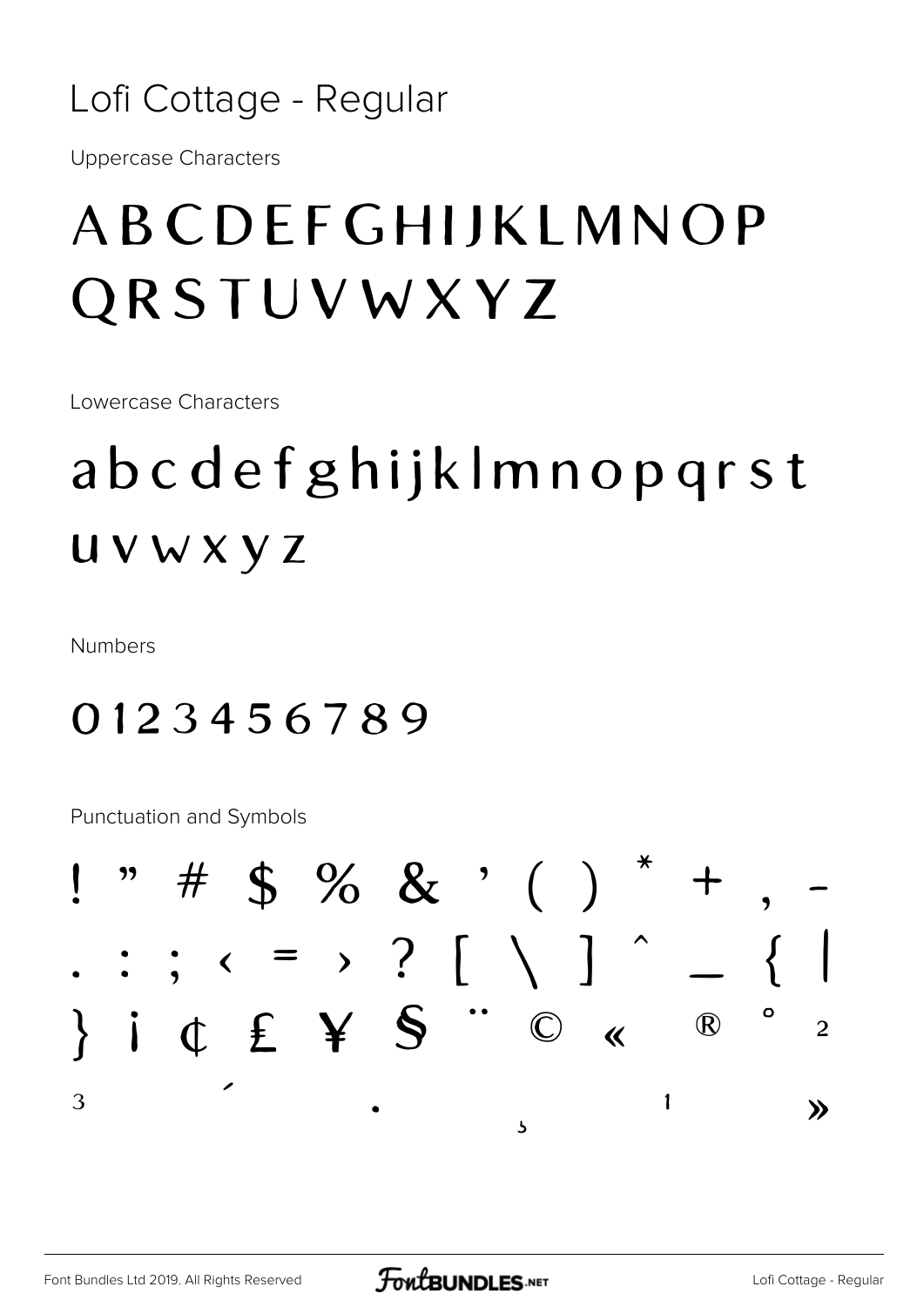# Lofi Cottage - Regular

Uppercase Characters

ABCDEFGHIJKLMNOP
QRSTUVWXYZ

Lowercase Characters

abcdefghijklmnopqrst
uvwxyz

Numbers

0123456789

Punctuation and Symbols

! " # $ % & ' ( ) * + , -
. : ; ‹ = › ? [ \ ] ^ _ { |
} ¡ ¢ £ ¥ § ¨ © « ® ° ²
³ ´ · ¸ ¹ »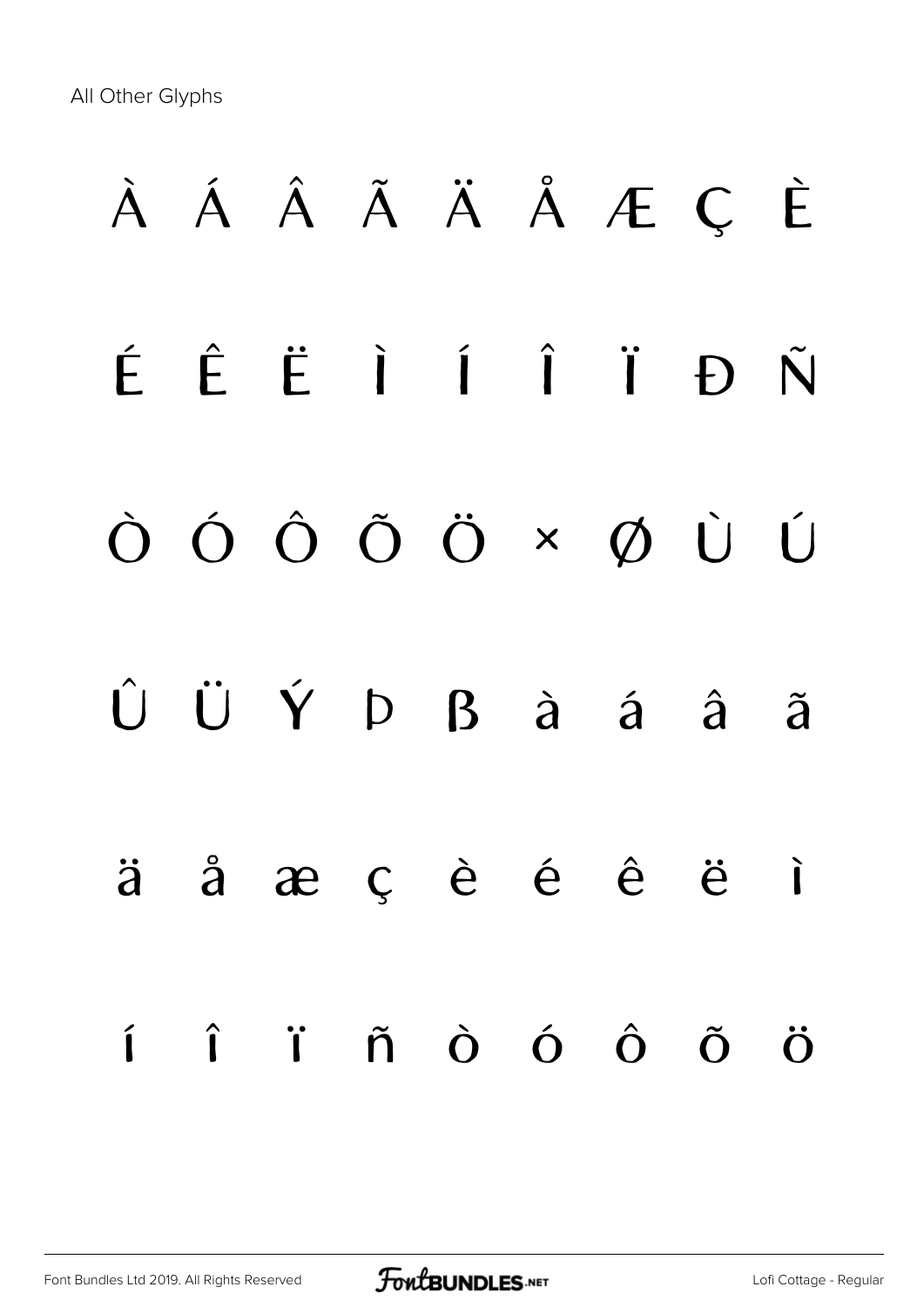All Other Glyphs

À Á Â Ã Ä Å Æ Ç È

É Ê Ë Ì Í Î Ï Ð Ñ

Ò Ó Ô Õ Ö × Ø Ù Ú

Û Ü Ý Þ ß à á â ã

ä å æ ç è é ê ë ì

í î ï ñ ò ó ô õ ö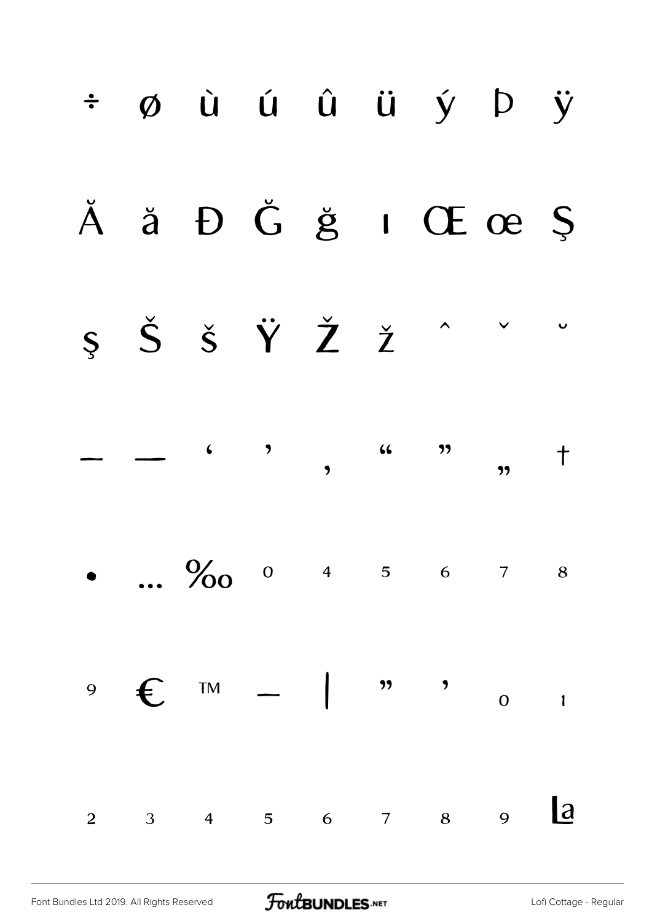÷ ø ù ú û ü ý þ ÿ

Ă ă Đ Ğ ğ ı Œ œ Ş

ş Š š Ÿ Ž ž ˆ ˇ ˘

– — ‘ ’ ‚ “ ” „ †

• … ‰ ⁰ ⁴ ⁵ ⁶ ⁷ ⁸

⁹ € ™ − | ” ’ ₀ ₁

₂ ₃ ₄ ₅ ₆ ₇ ₈ ₉ La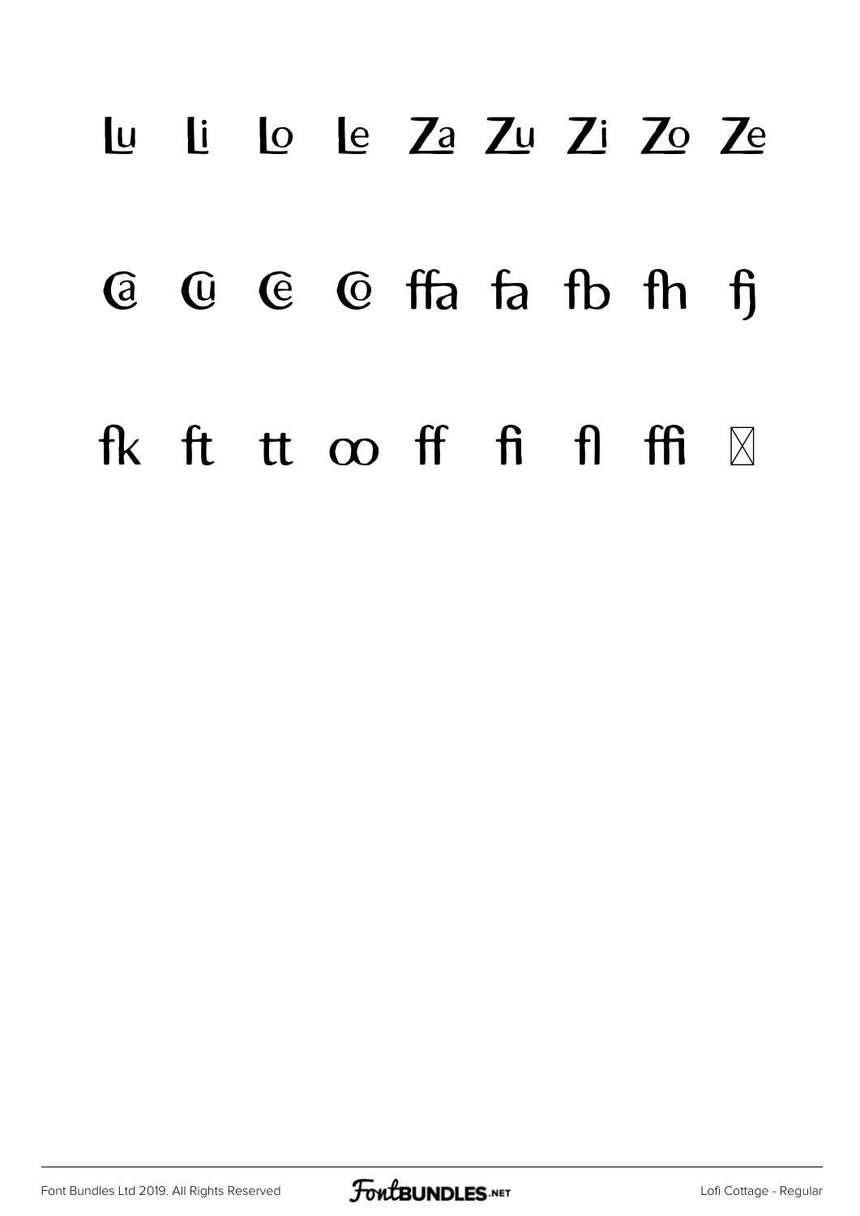Lu Li Lo Le Za Zu Zi Zo Ze

Ca Cu Ce Co ffa fa fb fh fj

fk ft tt oo ff fi fl ffi